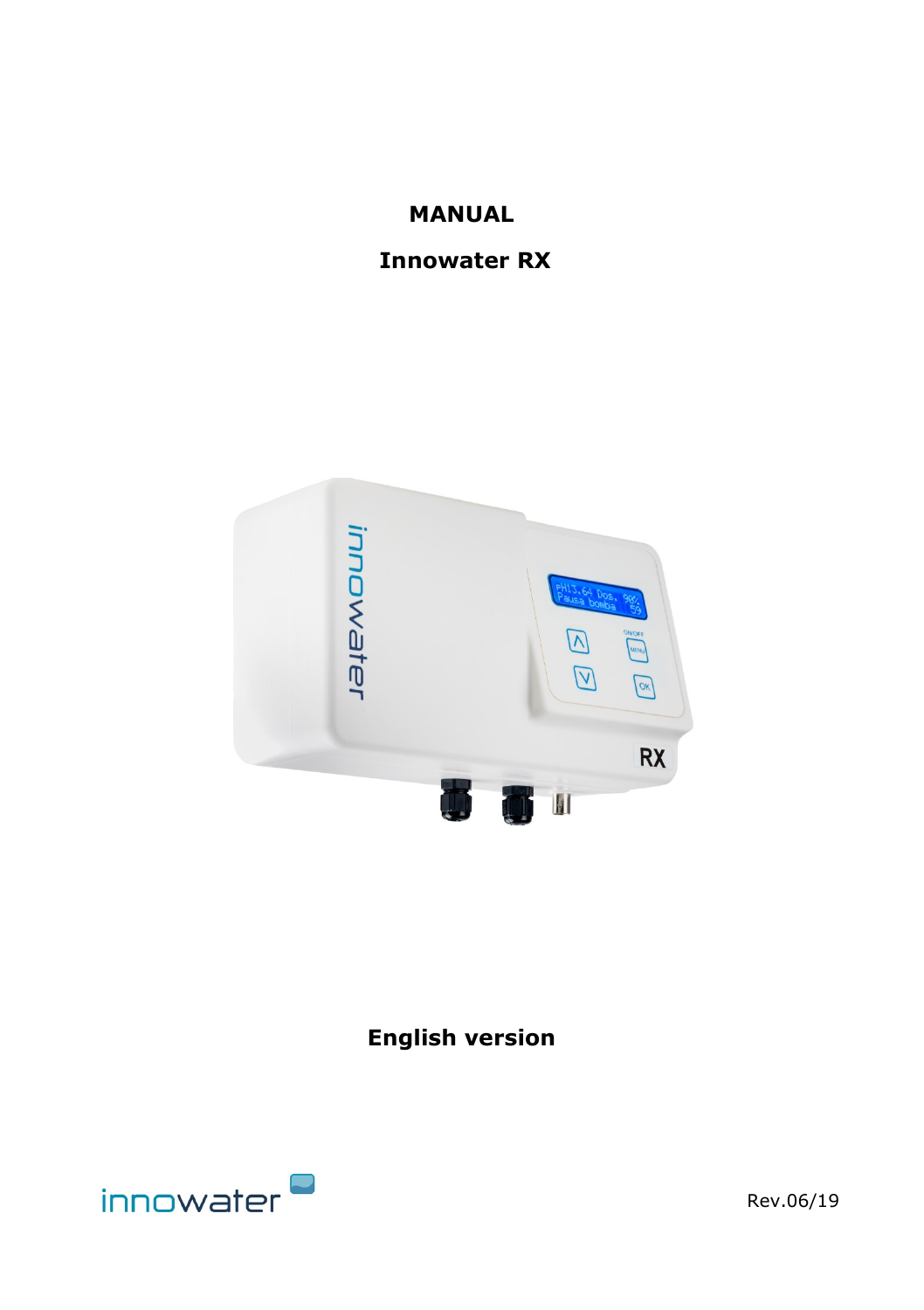# MANUAL

## Innowater RX

**English version**

Rev.06/19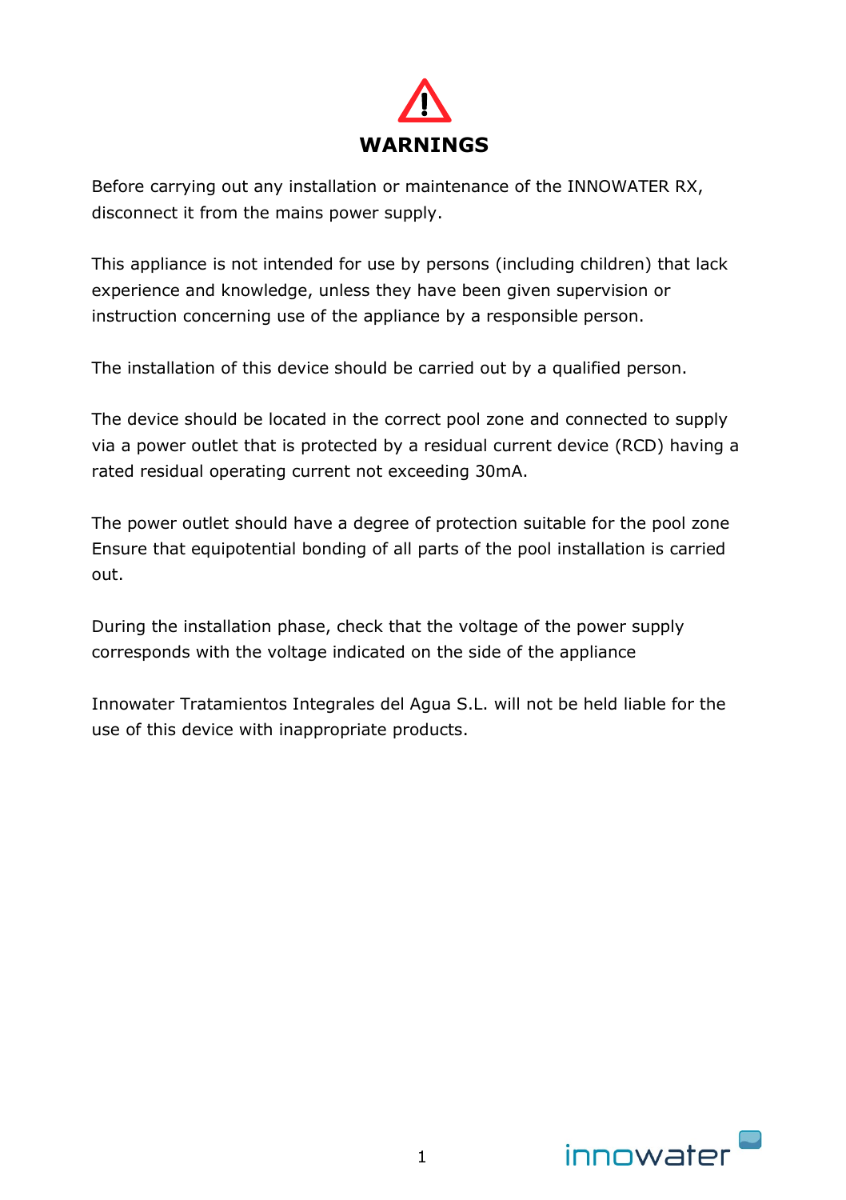# WARNINGS

Before carrying out any installation or maintenance of the INNOWATER RX, disconnect it from the mains power supply.

This appliance is not intended for use by persons (including children) that lack experience and knowledge, unless they have been given supervision or instruction concerning use of the appliance by a responsible person.

The installation of this device should be carried out by a qualified person.

The device should be located in the correct pool zone and connected to supply via a power outlet that is protected by a residual current device (RCD) having a rated residual operating current not exceeding 30mA.

The power outlet should have a degree of protection suitable for the pool zone Ensure that equipotential bonding of all parts of the pool installation is carried out.

During the installation phase, check that the voltage of the power supply corresponds with the voltage indicated on the side of the appliance

Innowater Tratamientos Integrales del Agua S.L. will not be held liable for the use of this device with inappropriate products.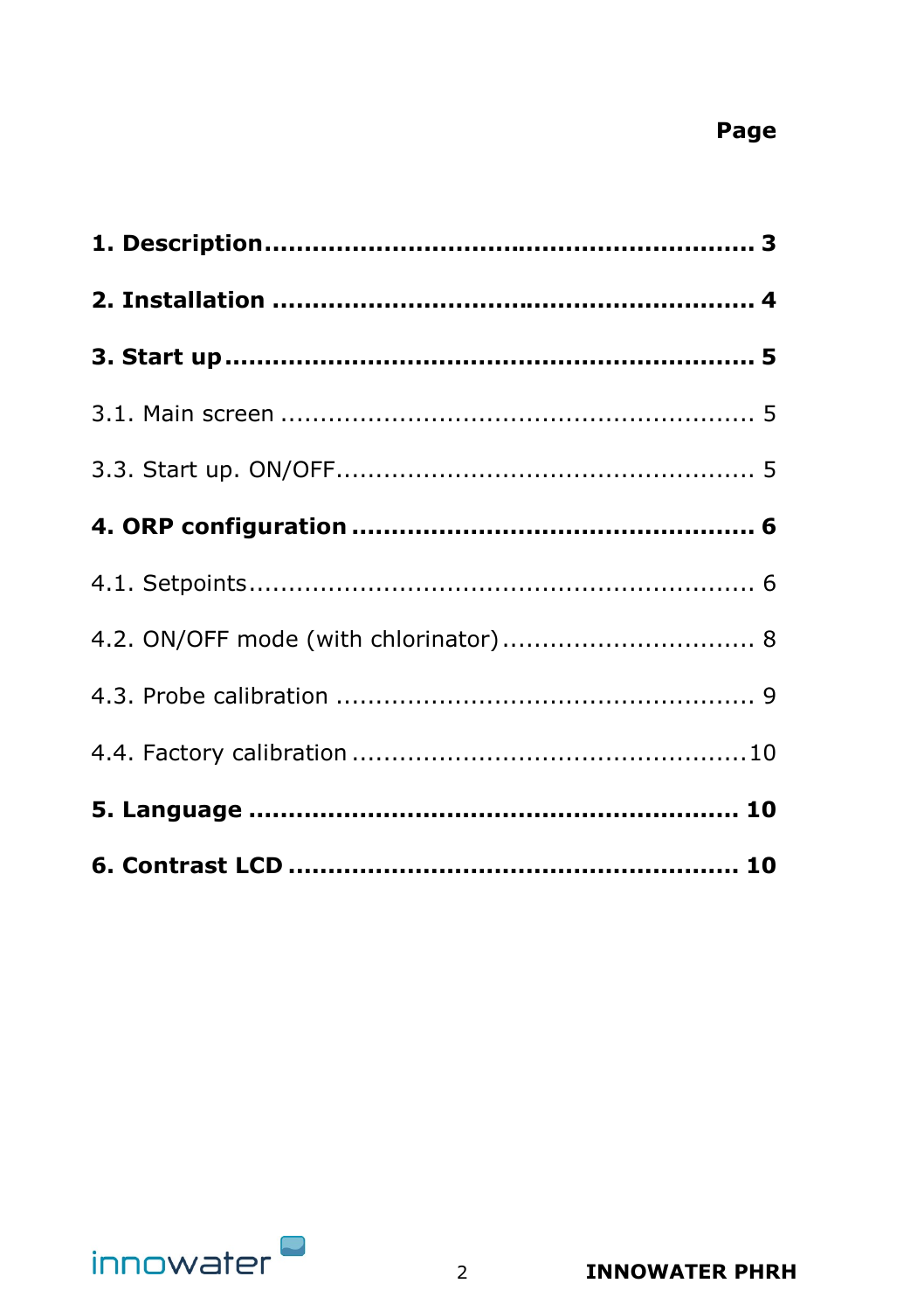**Page**

**1. Description........................................................ 3**

**2. Installation ........................................................ 4**

**3. Start up.............................................................. 5**

3.1. Main screen ........................................................ 5

3.3. Start up. ON/OFF.................................................. 5

**4. ORP configuration ................................................ 6**

4.1. Setpoints............................................................. 6

4.2. ON/OFF mode (with chlorinator).............................. 8

4.3. Probe calibration .................................................. 9

4.4. Factory calibration ...............................................10

**5. Language ......................................................... 10**

**6. Contrast LCD ..................................................... 10**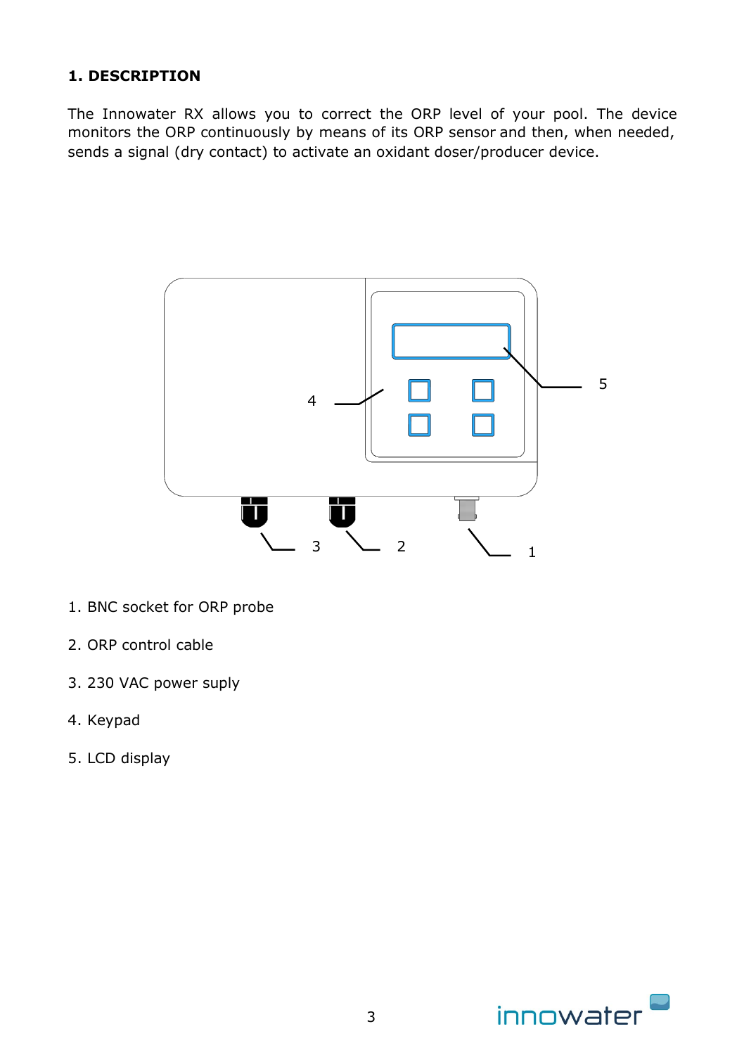## 1. DESCRIPTION

The Innowater RX allows you to correct the ORP level of your pool. The device monitors the ORP continuously by means of its ORP sensor and then, when needed, sends a signal (dry contact) to activate an oxidant doser/producer device.

1. BNC socket for ORP probe
2. ORP control cable
3. 230 VAC power suply
4. Keypad
5. LCD display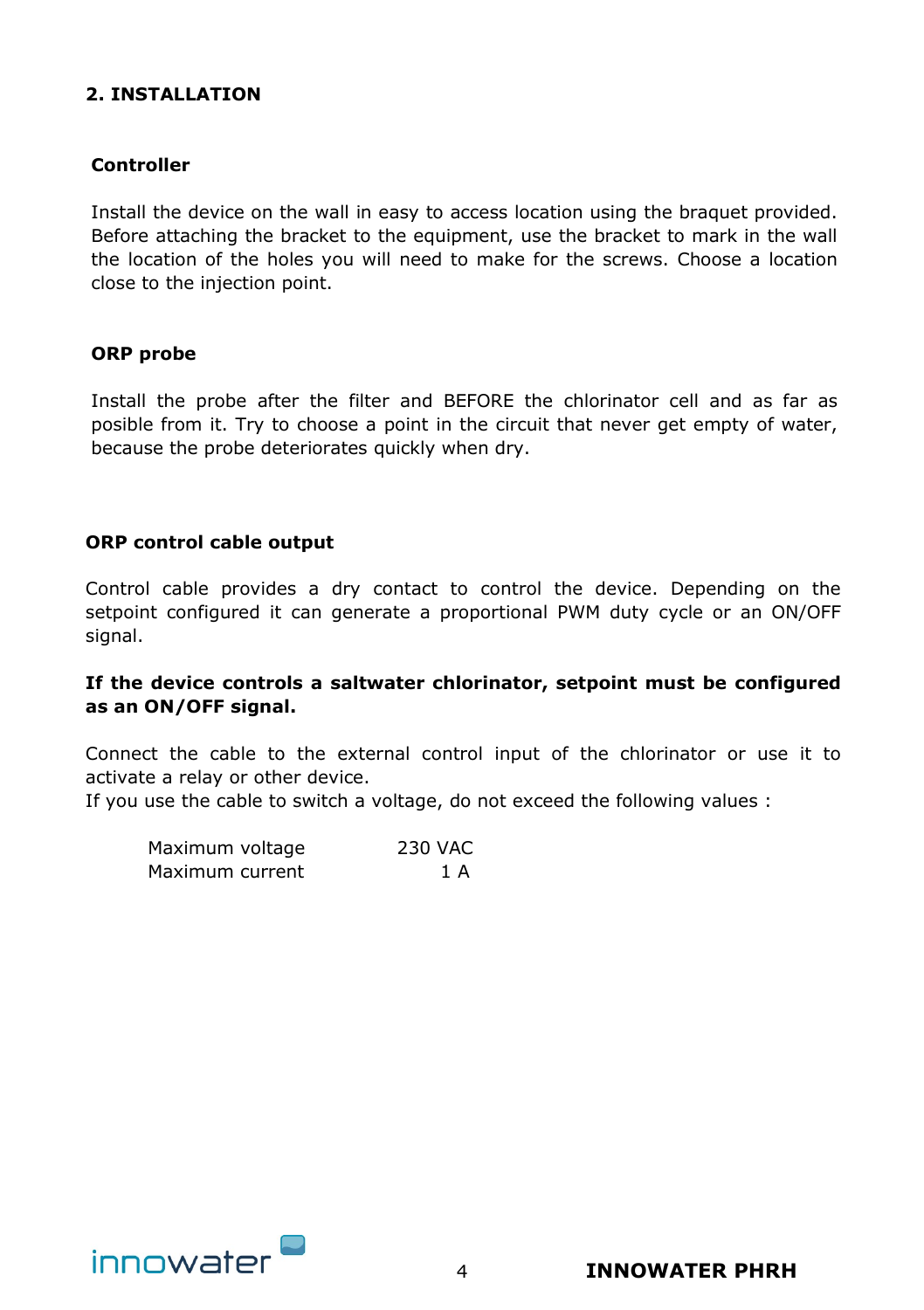## 2. INSTALLATION

### Controller

Install the device on the wall in easy to access location using the braquet provided. Before attaching the bracket to the equipment, use the bracket to mark in the wall the location of the holes you will need to make for the screws. Choose a location close to the injection point.

### ORP probe

Install the probe after the filter and BEFORE the chlorinator cell and as far as posible from it. Try to choose a point in the circuit that never get empty of water, because the probe deteriorates quickly when dry.

### ORP control cable output

Control cable provides a dry contact to control the device. Depending on the setpoint configured it can generate a proportional PWM duty cycle or an ON/OFF signal.

**If the device controls a saltwater chlorinator, setpoint must be configured as an ON/OFF signal.**

Connect the cable to the external control input of the chlorinator or use it to activate a relay or other device.
If you use the cable to switch a voltage, do not exceed the following values :

| | |
|---|---|
| Maximum voltage | 230 VAC |
| Maximum current | 1 A |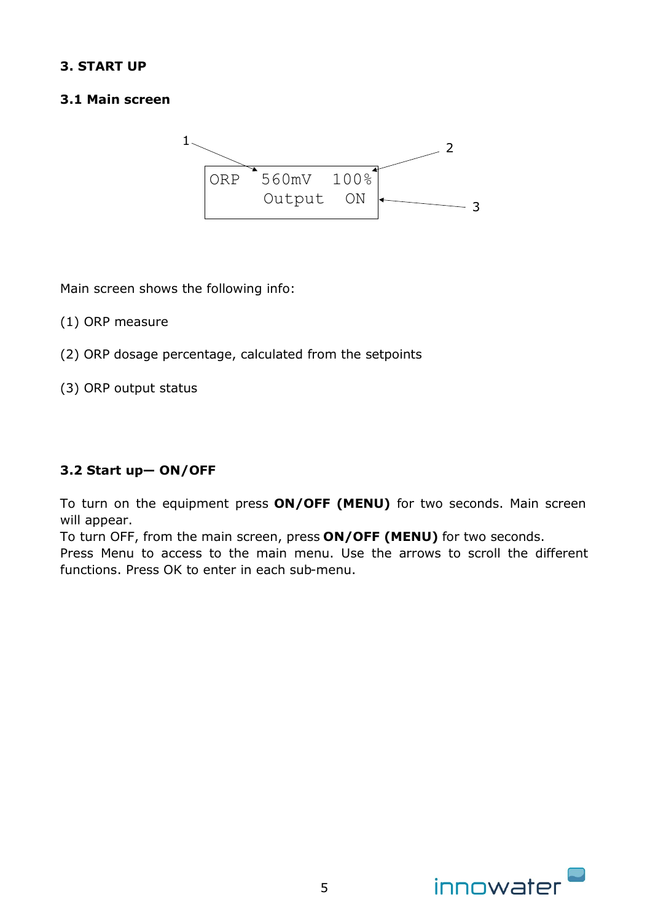# 3. START UP

## 3.1 Main screen

```
1                          2
ORP   560mV   100%
      Output   ON          3
```

Main screen shows the following info:

(1) ORP measure

(2) ORP dosage percentage, calculated from the setpoints

(3) ORP output status

## 3.2 Start up— ON/OFF

To turn on the equipment press **ON/OFF (MENU)** for two seconds. Main screen will appear.
To turn OFF, from the main screen, press **ON/OFF (MENU)** for two seconds.
Press Menu to access to the main menu. Use the arrows to scroll the different functions. Press OK to enter in each sub-menu.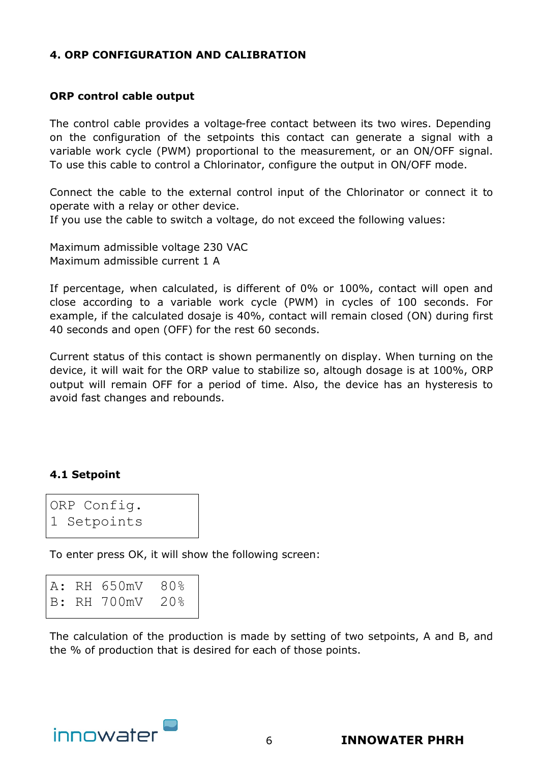## 4. ORP CONFIGURATION AND CALIBRATION

**ORP control cable output**

The control cable provides a voltage-free contact between its two wires. Depending on the configuration of the setpoints this contact can generate a signal with a variable work cycle (PWM) proportional to the measurement, or an ON/OFF signal. To use this cable to control a Chlorinator, configure the output in ON/OFF mode.

Connect the cable to the external control input of the Chlorinator or connect it to operate with a relay or other device.
If you use the cable to switch a voltage, do not exceed the following values:

Maximum admissible voltage 230 VAC
Maximum admissible current 1 A

If percentage, when calculated, is different of 0% or 100%, contact will open and close according to a variable work cycle (PWM) in cycles of 100 seconds. For example, if the calculated dosaje is 40%, contact will remain closed (ON) during first 40 seconds and open (OFF) for the rest 60 seconds.

Current status of this contact is shown permanently on display. When turning on the device, it will wait for the ORP value to stabilize so, altough dosage is at 100%, ORP output will remain OFF for a period of time. Also, the device has an hysteresis to avoid fast changes and rebounds.

### 4.1 Setpoint

```
ORP Config.
1 Setpoints
```

To enter press OK, it will show the following screen:

```
A: RH 650mV  80%
B: RH 700mV  20%
```

The calculation of the production is made by setting of two setpoints, A and B, and the % of production that is desired for each of those points.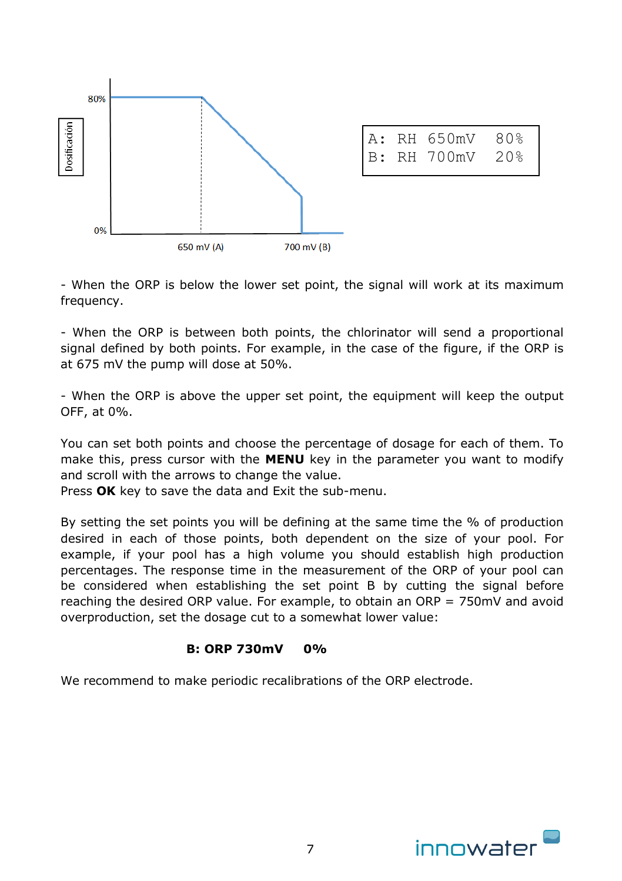```
A:  RH  650mV   80%
B:  RH  700mV   20%
```

- When the ORP is below the lower set point, the signal will work at its maximum frequency.

- When the ORP is between both points, the chlorinator will send a proportional signal defined by both points. For example, in the case of the figure, if the ORP is at 675 mV the pump will dose at 50%.

- When the ORP is above the upper set point, the equipment will keep the output OFF, at 0%.

You can set both points and choose the percentage of dosage for each of them. To make this, press cursor with the **MENU** key in the parameter you want to modify and scroll with the arrows to change the value.
Press **OK** key to save the data and Exit the sub-menu.

By setting the set points you will be defining at the same time the % of production desired in each of those points, both dependent on the size of your pool. For example, if your pool has a high volume you should establish high production percentages. The response time in the measurement of the ORP of your pool can be considered when establishing the set point B by cutting the signal before reaching the desired ORP value. For example, to obtain an ORP = 750mV and avoid overproduction, set the dosage cut to a somewhat lower value:

**B: ORP 730mV 0%**

We recommend to make periodic recalibrations of the ORP electrode.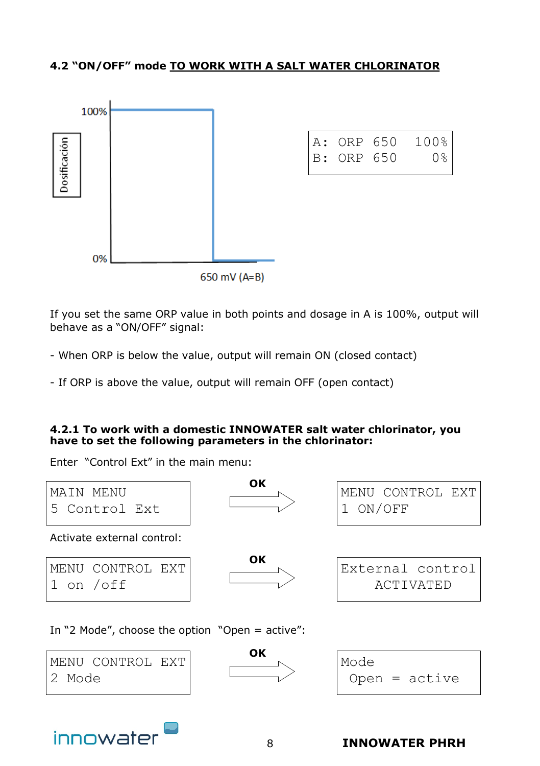### 4.2 "ON/OFF" mode TO WORK WITH A SALT WATER CHLORINATOR

```
A:  ORP  650   100%
B:  ORP  650     0%
```

If you set the same ORP value in both points and dosage in A is 100%, output will behave as a "ON/OFF" signal:

- When ORP is below the value, output will remain ON (closed contact)

- If ORP is above the value, output will remain OFF (open contact)

#### 4.2.1 To work with a domestic INNOWATER salt water chlorinator, you have to set the following parameters in the chlorinator:

Enter "Control Ext" in the main menu:

```
MAIN MENU              OK      MENU CONTROL EXT
5 Control Ext         ---->    1 ON/OFF
```

Activate external control:

```
MENU CONTROL EXT       OK      External control
1 on /off             ---->       ACTIVATED
```

In "2 Mode", choose the option "Open = active":

```
MENU CONTROL EXT       OK      Mode
2 Mode                ---->     Open = active
```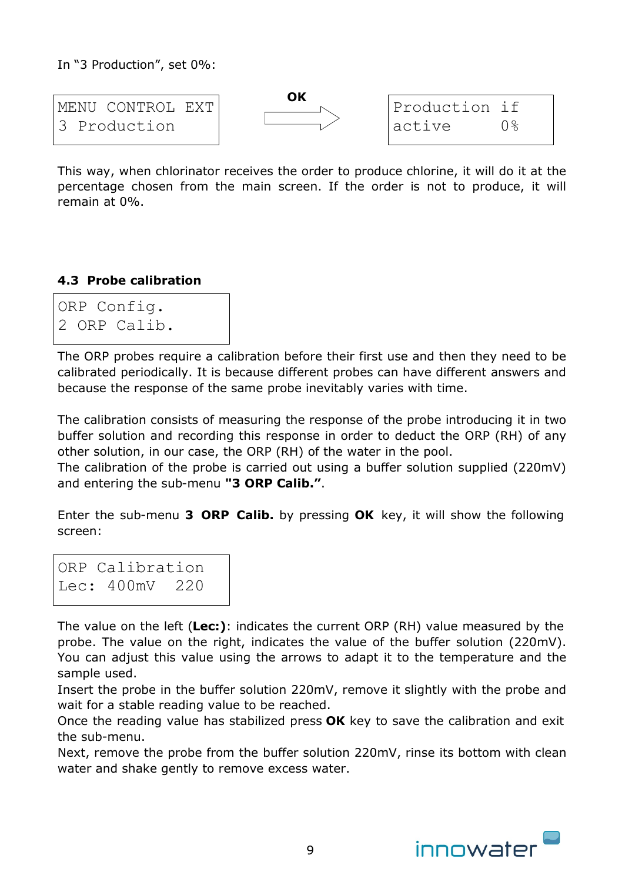In "3 Production", set 0%:

```
MENU CONTROL EXT
3 Production
```

**OK** →

```
Production if
active       0%
```

This way, when chlorinator receives the order to produce chlorine, it will do it at the percentage chosen from the main screen. If the order is not to produce, it will remain at 0%.

### 4.3 Probe calibration

```
ORP Config.
2 ORP Calib.
```

The ORP probes require a calibration before their first use and then they need to be calibrated periodically. It is because different probes can have different answers and because the response of the same probe inevitably varies with time.

The calibration consists of measuring the response of the probe introducing it in two buffer solution and recording this response in order to deduct the ORP (RH) of any other solution, in our case, the ORP (RH) of the water in the pool.
The calibration of the probe is carried out using a buffer solution supplied (220mV) and entering the sub-menu **"3 ORP Calib."**.

Enter the sub-menu **3 ORP Calib.** by pressing **OK** key, it will show the following screen:

```
ORP Calibration
Lec: 400mV  220
```

The value on the left (**Lec:)**: indicates the current ORP (RH) value measured by the probe. The value on the right, indicates the value of the buffer solution (220mV). You can adjust this value using the arrows to adapt it to the temperature and the sample used.
Insert the probe in the buffer solution 220mV, remove it slightly with the probe and wait for a stable reading value to be reached.
Once the reading value has stabilized press **OK** key to save the calibration and exit the sub-menu.
Next, remove the probe from the buffer solution 220mV, rinse its bottom with clean water and shake gently to remove excess water.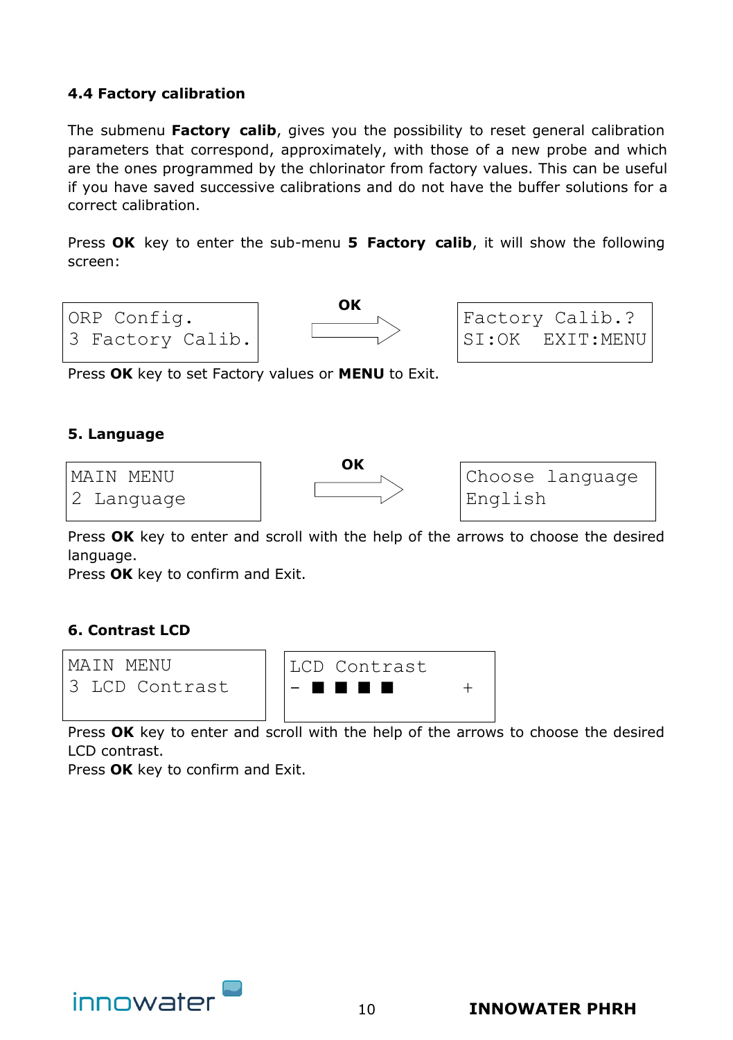### 4.4 Factory calibration

The submenu **Factory calib**, gives you the possibility to reset general calibration parameters that correspond, approximately, with those of a new probe and which are the ones programmed by the chlorinator from factory values. This can be useful if you have saved successive calibrations and do not have the buffer solutions for a correct calibration.

Press **OK** key to enter the sub-menu **5 Factory calib**, it will show the following screen:

```
ORP Config.
3 Factory Calib.
```

**OK** →

```
Factory Calib.?
SI:OK   EXIT:MENU
```

Press **OK** key to set Factory values or **MENU** to Exit.

### 5. Language

```
MAIN MENU
2 Language
```

**OK** →

```
Choose language
English
```

Press **OK** key to enter and scroll with the help of the arrows to choose the desired language.
Press **OK** key to confirm and Exit.

### 6. Contrast LCD

```
MAIN MENU
3 LCD Contrast
```

```
LCD Contrast
- ■ ■ ■ ■       +
```

Press **OK** key to enter and scroll with the help of the arrows to choose the desired LCD contrast.
Press **OK** key to confirm and Exit.